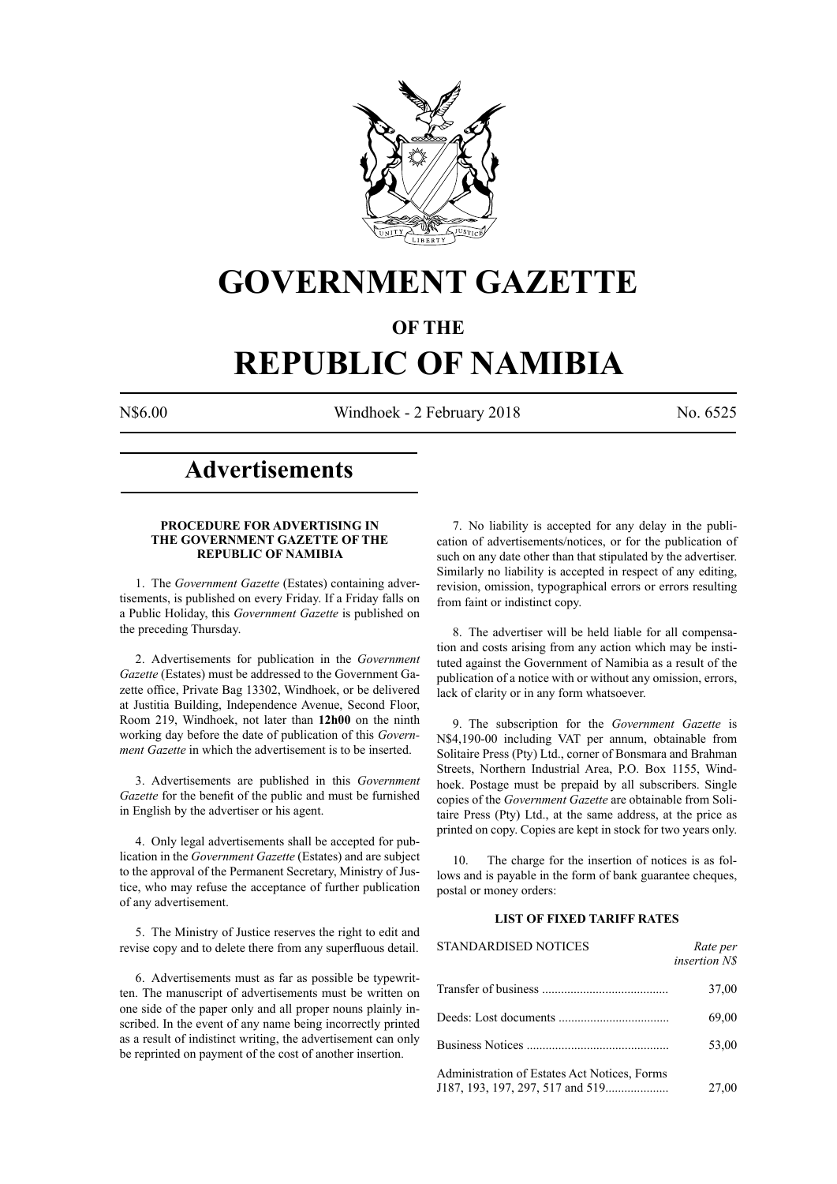# GOVERNMENT GAZETTE

## OF THE

# REPUBLIC OF NAMIBIA

N$6.00 Windhoek - 2 February 2018 No. 6525

## Advertisements

### PROCEDURE FOR ADVERTISING IN THE GOVERNMENT GAZETTE OF THE REPUBLIC OF NAMIBIA

1. The *Government Gazette* (Estates) containing advertisements, is published on every Friday. If a Friday falls on a Public Holiday, this *Government Gazette* is published on the preceding Thursday.

2. Advertisements for publication in the *Government Gazette* (Estates) must be addressed to the Government Gazette office, Private Bag 13302, Windhoek, or be delivered at Justitia Building, Independence Avenue, Second Floor, Room 219, Windhoek, not later than **12h00** on the ninth working day before the date of publication of this *Government Gazette* in which the advertisement is to be inserted.

3. Advertisements are published in this *Government Gazette* for the benefit of the public and must be furnished in English by the advertiser or his agent.

4. Only legal advertisements shall be accepted for publication in the *Government Gazette* (Estates) and are subject to the approval of the Permanent Secretary, Ministry of Justice, who may refuse the acceptance of further publication of any advertisement.

5. The Ministry of Justice reserves the right to edit and revise copy and to delete there from any superfluous detail.

6. Advertisements must as far as possible be typewritten. The manuscript of advertisements must be written on one side of the paper only and all proper nouns plainly inscribed. In the event of any name being incorrectly printed as a result of indistinct writing, the advertisement can only be reprinted on payment of the cost of another insertion.

7. No liability is accepted for any delay in the publication of advertisements/notices, or for the publication of such on any date other than that stipulated by the advertiser. Similarly no liability is accepted in respect of any editing, revision, omission, typographical errors or errors resulting from faint or indistinct copy.

8. The advertiser will be held liable for all compensation and costs arising from any action which may be instituted against the Government of Namibia as a result of the publication of a notice with or without any omission, errors, lack of clarity or in any form whatsoever.

9. The subscription for the *Government Gazette* is N$4,190-00 including VAT per annum, obtainable from Solitaire Press (Pty) Ltd., corner of Bonsmara and Brahman Streets, Northern Industrial Area, P.O. Box 1155, Windhoek. Postage must be prepaid by all subscribers. Single copies of the *Government Gazette* are obtainable from Solitaire Press (Pty) Ltd., at the same address, at the price as printed on copy. Copies are kept in stock for two years only.

10. The charge for the insertion of notices is as follows and is payable in the form of bank guarantee cheques, postal or money orders:

### LIST OF FIXED TARIFF RATES

| STANDARDISED NOTICES | *Rate per insertion N$* |
|---|---|
| Transfer of business | 37,00 |
| Deeds: Lost documents | 69,00 |
| Business Notices | 53,00 |
| Administration of Estates Act Notices, Forms J187, 193, 197, 297, 517 and 519 | 27,00 |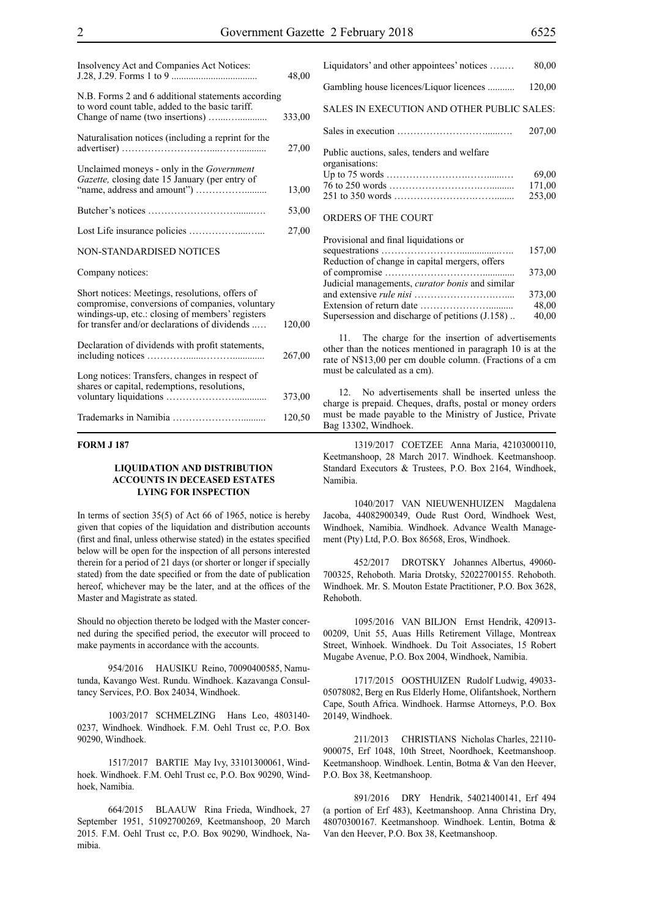| | |
|---|---|
| Insolvency Act and Companies Act Notices: J.28, J.29. Forms 1 to 9 | 48,00 |
| N.B. Forms 2 and 6 additional statements according to word count table, added to the basic tariff. | |
| Change of name (two insertions) | 333,00 |
| Naturalisation notices (including a reprint for the advertiser) | 27,00 |
| Unclaimed moneys - only in the *Government Gazette,* closing date 15 January (per entry of "name, address and amount") | 13,00 |
| Butcher's notices | 53,00 |
| Lost Life insurance policies | 27,00 |

NON-STANDARDISED NOTICES

Company notices:

| | |
|---|---|
| Short notices: Meetings, resolutions, offers of compromise, conversions of companies, voluntary windings-up, etc.: closing of members' registers for transfer and/or declarations of dividends | 120,00 |
| Declaration of dividends with profit statements, including notices | 267,00 |
| Long notices: Transfers, changes in respect of shares or capital, redemptions, resolutions, voluntary liquidations | 373,00 |
| Trademarks in Namibia | 120,50 |
| Liquidators' and other appointees' notices | 80,00 |
| Gambling house licences/Liquor licences | 120,00 |

SALES IN EXECUTION AND OTHER PUBLIC SALES:

| | |
|---|---|
| Sales in execution | 207,00 |
| Public auctions, sales, tenders and welfare organisations: | |
| Up to 75 words | 69,00 |
| 76 to 250 words | 171,00 |
| 251 to 350 words | 253,00 |

ORDERS OF THE COURT

| | |
|---|---|
| Provisional and final liquidations or sequestrations | 157,00 |
| Reduction of change in capital mergers, offers of compromise | 373,00 |
| Judicial managements, *curator bonis* and similar and extensive *rule nisi* | 373,00 |
| Extension of return date | 48,00 |
| Supersession and discharge of petitions (J.158) | 40,00 |

11. The charge for the insertion of advertisements other than the notices mentioned in paragraph 10 is at the rate of N$13,00 per cm double column. (Fractions of a cm must be calculated as a cm).

12. No advertisements shall be inserted unless the charge is prepaid. Cheques, drafts, postal or money orders must be made payable to the Ministry of Justice, Private Bag 13302, Windhoek.

**FORM J 187**

**LIQUIDATION AND DISTRIBUTION ACCOUNTS IN DECEASED ESTATES LYING FOR INSPECTION**

In terms of section 35(5) of Act 66 of 1965, notice is hereby given that copies of the liquidation and distribution accounts (first and final, unless otherwise stated) in the estates specified below will be open for the inspection of all persons interested therein for a period of 21 days (or shorter or longer if specially stated) from the date specified or from the date of publication hereof, whichever may be the later, and at the offices of the Master and Magistrate as stated.

Should no objection thereto be lodged with the Master concerned during the specified period, the executor will proceed to make payments in accordance with the accounts.

954/2016 HAUSIKU Reino, 70090400585, Namutunda, Kavango West. Rundu. Windhoek. Kazavanga Consultancy Services, P.O. Box 24034, Windhoek.

1003/2017 SCHMELZING Hans Leo, 4803140-0237, Windhoek. Windhoek. F.M. Oehl Trust cc, P.O. Box 90290, Windhoek.

1517/2017 BARTIE May Ivy, 33101300061, Windhoek. Windhoek. F.M. Oehl Trust cc, P.O. Box 90290, Windhoek, Namibia.

664/2015 BLAAUW Rina Frieda, Windhoek, 27 September 1951, 51092700269, Keetmanshoop, 20 March 2015. F.M. Oehl Trust cc, P.O. Box 90290, Windhoek, Namibia.

1319/2017 COETZEE Anna Maria, 42103000110, Keetmanshoop, 28 March 2017. Windhoek. Keetmanshoop. Standard Executors & Trustees, P.O. Box 2164, Windhoek, Namibia.

1040/2017 VAN NIEUWENHUIZEN Magdalena Jacoba, 44082900349, Oude Rust Oord, Windhoek West, Windhoek, Namibia. Windhoek. Advance Wealth Management (Pty) Ltd, P.O. Box 86568, Eros, Windhoek.

452/2017 DROTSKY Johannes Albertus, 49060-700325, Rehoboth. Maria Drotsky, 52022700155. Rehoboth. Windhoek. Mr. S. Mouton Estate Practitioner, P.O. Box 3628, Rehoboth.

1095/2016 VAN BILJON Ernst Hendrik, 420913-00209, Unit 55, Auas Hills Retirement Village, Montreax Street, Winhoek. Windhoek. Du Toit Associates, 15 Robert Mugabe Avenue, P.O. Box 2004, Windhoek, Namibia.

1717/2015 OOSTHUIZEN Rudolf Ludwig, 49033-05078082, Berg en Rus Elderly Home, Olifantshoek, Northern Cape, South Africa. Windhoek. Harmse Attorneys, P.O. Box 20149, Windhoek.

211/2013 CHRISTIANS Nicholas Charles, 22110-900075, Erf 1048, 10th Street, Noordhoek, Keetmanshoop. Keetmanshoop. Windhoek. Lentin, Botma & Van den Heever, P.O. Box 38, Keetmanshoop.

891/2016 DRY Hendrik, 54021400141, Erf 494 (a portion of Erf 483), Keetmanshoop. Anna Christina Dry, 48070300167. Keetmanshoop. Windhoek. Lentin, Botma & Van den Heever, P.O. Box 38, Keetmanshoop.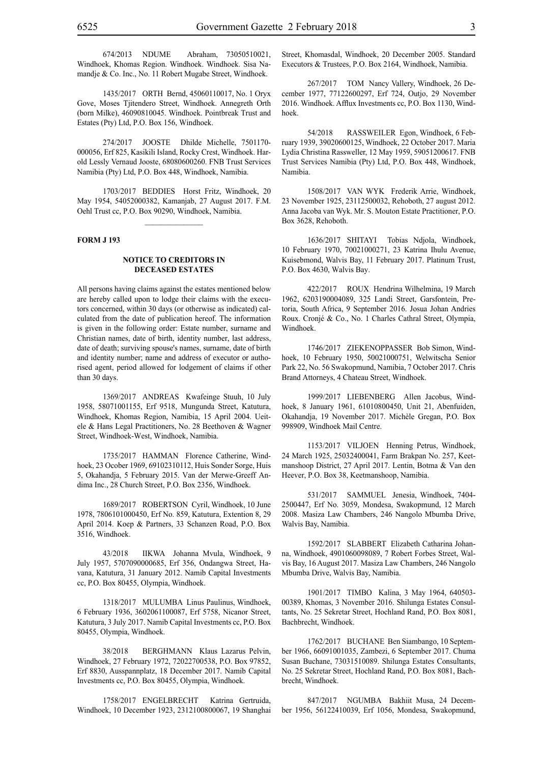674/2013 NDUME Abraham, 73050510021, Windhoek, Khomas Region. Windhoek. Windhoek. Sisa Namandje & Co. Inc., No. 11 Robert Mugabe Street, Windhoek.

1435/2017 ORTH Bernd, 45060110017, No. 1 Oryx Gove, Moses Tjitendero Street, Windhoek. Annegreth Orth (born Milke), 46090810045. Windhoek. Pointbreak Trust and Estates (Pty) Ltd, P.O. Box 156, Windhoek.

274/2017 JOOSTE Dhilde Michelle, 7501170-000056, Erf 825, Kasikili Island, Rocky Crest, Windhoek. Harold Lessly Vernaud Jooste, 68080600260. FNB Trust Services Namibia (Pty) Ltd, P.O. Box 448, Windhoek, Namibia.

1703/2017 BEDDIES Horst Fritz, Windhoek, 20 May 1954, 54052000382, Kamanjab, 27 August 2017. F.M. Oehl Trust cc, P.O. Box 90290, Windhoek, Namibia.

---

**FORM J 193**

### NOTICE TO CREDITORS IN DECEASED ESTATES

All persons having claims against the estates mentioned below are hereby called upon to lodge their claims with the executors concerned, within 30 days (or otherwise as indicated) calculated from the date of publication hereof. The information is given in the following order: Estate number, surname and Christian names, date of birth, identity number, last address, date of death; surviving spouse's names, surname, date of birth and identity number; name and address of executor or authorised agent, period allowed for lodgement of claims if other than 30 days.

1369/2017 ANDREAS Kwafeinge Stuuh, 10 July 1958, 58071001155, Erf 9518, Mungunda Street, Katutura, Windhoek, Khomas Region, Namibia, 15 April 2004. Ueitele & Hans Legal Practitioners, No. 28 Beethoven & Wagner Street, Windhoek-West, Windhoek, Namibia.

1735/2017 HAMMAN Florence Catherine, Windhoek, 23 Ocober 1969, 69102310112, Huis Sonder Sorge, Huis 5, Okahandja, 5 February 2015. Van der Merwe-Greeff Andima Inc., 28 Church Street, P.O. Box 2356, Windhoek.

1689/2017 ROBERTSON Cyril, Windhoek, 10 June 1978, 7806101000450, Erf No. 859, Katutura, Extention 8, 29 April 2014. Koep & Partners, 33 Schanzen Road, P.O. Box 3516, Windhoek.

43/2018 IIKWA Johanna Mvula, Windhoek, 9 July 1957, 5707090000685, Erf 356, Ondangwa Street, Havana, Katutura, 31 January 2012. Namib Capital Investments cc, P.O. Box 80455, Olympia, Windhoek.

1318/2017 MULUMBA Linus Paulinus, Windhoek, 6 February 1936, 3602061100087, Erf 5758, Nicanor Street, Katutura, 3 July 2017. Namib Capital Investments cc, P.O. Box 80455, Olympia, Windhoek.

38/2018 BERGHMANN Klaus Lazarus Pelvin, Windhoek, 27 February 1972, 72022700538, P.O. Box 97852, Erf 8830, Ausspannplatz, 18 December 2017. Namib Capital Investments cc, P.O. Box 80455, Olympia, Windhoek.

1758/2017 ENGELBRECHT Katrina Gertruida, Windhoek, 10 December 1923, 2312100800067, 19 Shanghai Street, Khomasdal, Windhoek, 20 December 2005. Standard Executors & Trustees, P.O. Box 2164, Windhoek, Namibia.

267/2017 TOM Nancy Vallery, Windhoek, 26 December 1977, 77122600297, Erf 724, Outjo, 29 November 2016. Windhoek. Afflux Investments cc, P.O. Box 1130, Windhoek.

54/2018 RASSWEILER Egon, Windhoek, 6 February 1939, 39020600125, Windhoek, 22 October 2017. Maria Lydia Christina Rassweller, 12 May 1959, 59051200617. FNB Trust Services Namibia (Pty) Ltd, P.O. Box 448, Windhoek, Namibia.

1508/2017 VAN WYK Frederik Arrie, Windhoek, 23 November 1925, 23112500032, Rehoboth, 27 august 2012. Anna Jacoba van Wyk. Mr. S. Mouton Estate Practitioner, P.O. Box 3628, Rehoboth.

1636/2017 SHITAYI Tobias Ndjola, Windhoek, 10 February 1970, 70021000271, 23 Katrina Ihulu Avenue, Kuisebmond, Walvis Bay, 11 February 2017. Platinum Trust, P.O. Box 4630, Walvis Bay.

422/2017 ROUX Hendrina Wilhelmina, 19 March 1962, 6203190004089, 325 Landi Street, Garsfontein, Pretoria, South Africa, 9 September 2016. Josua Johan Andries Roux. Cronjé & Co., No. 1 Charles Cathral Street, Olympia, Windhoek.

1746/2017 ZIEKENOPPASSER Bob Simon, Windhoek, 10 February 1950, 50021000751, Welwitscha Senior Park 22, No. 56 Swakopmund, Namibia, 7 October 2017. Chris Brand Attorneys, 4 Chateau Street, Windhoek.

1999/2017 LIEBENBERG Allen Jacobus, Windhoek, 8 January 1961, 61010800450, Unit 21, Abenfuiden, Okahandja, 19 November 2017. Michèle Gregan, P.O. Box 998909, Windhoek Mail Centre.

1153/2017 VILJOEN Henning Petrus, Windhoek, 24 March 1925, 25032400041, Farm Brakpan No. 257, Keetmanshoop District, 27 April 2017. Lentin, Botma & Van den Heever, P.O. Box 38, Keetmanshoop, Namibia.

531/2017 SAMMUEL Jenesia, Windhoek, 7404-2500447, Erf No. 3059, Mondesa, Swakopmund, 12 March 2008. Masiza Law Chambers, 246 Nangolo Mbumba Drive, Walvis Bay, Namibia.

1592/2017 SLABBERT Elizabeth Catharina Johanna, Windhoek, 4901060098089, 7 Robert Forbes Street, Walvis Bay, 16 August 2017. Masiza Law Chambers, 246 Nangolo Mbumba Drive, Walvis Bay, Namibia.

1901/2017 TIMBO Kalina, 3 May 1964, 640503-00389, Khomas, 3 November 2016. Shilunga Estates Consultants, No. 25 Sekretar Street, Hochland Rand, P.O. Box 8081, Bachbrecht, Windhoek.

1762/2017 BUCHANE Ben Siambango, 10 September 1966, 66091001035, Zambezi, 6 September 2017. Chuma Susan Buchane, 73031510089. Shilunga Estates Consultants, No. 25 Sekretar Street, Hochland Rand, P.O. Box 8081, Bachbrecht, Windhoek.

847/2017 NGUMBA Bakhiit Musa, 24 December 1956, 56122410039, Erf 1056, Mondesa, Swakopmund,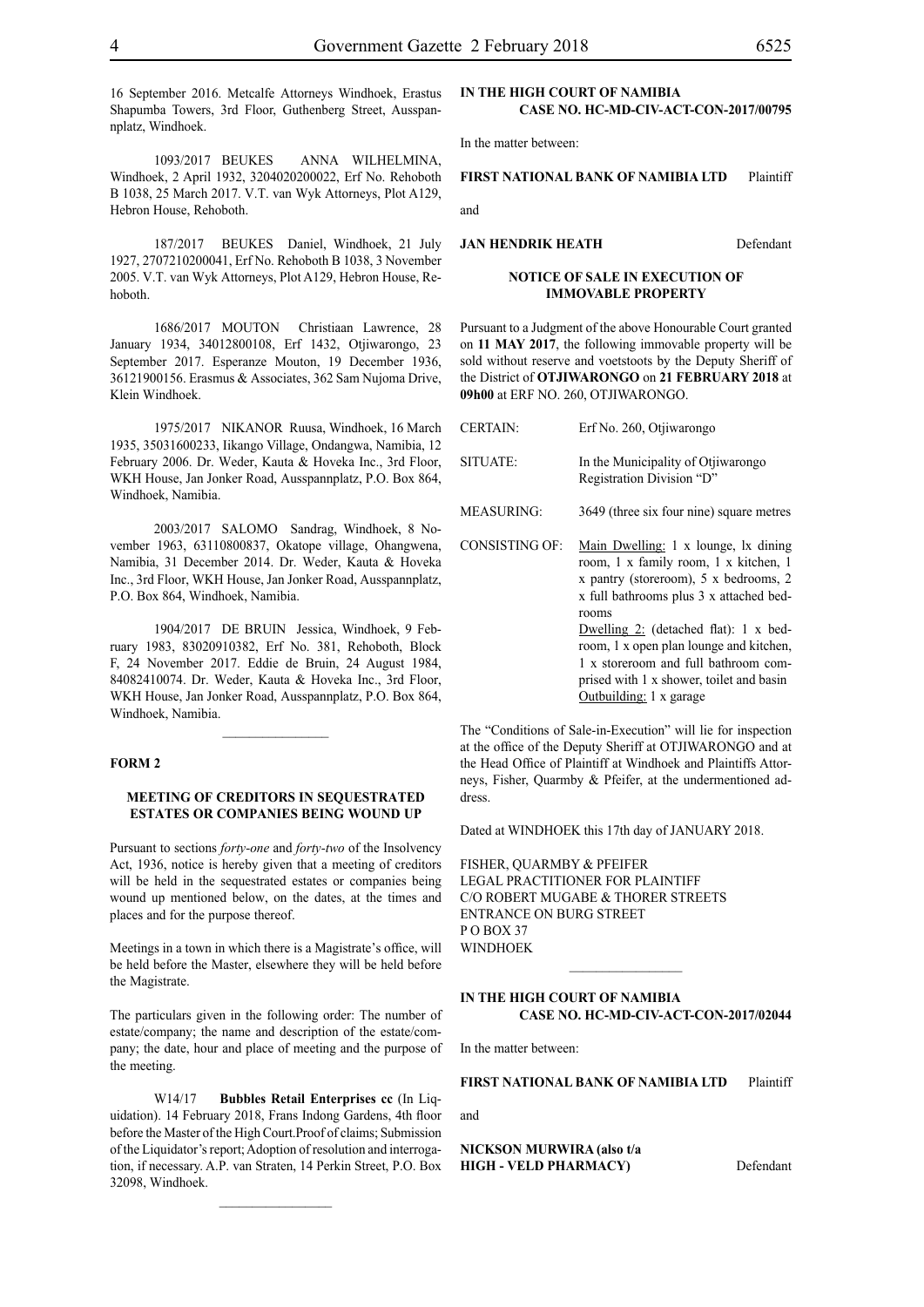16 September 2016. Metcalfe Attorneys Windhoek, Erastus Shapumba Towers, 3rd Floor, Guthenberg Street, Ausspannplatz, Windhoek.

1093/2017 BEUKES Anna Wilhelmina, Windhoek, 2 April 1932, 3204020200022, Erf No. Rehoboth B 1038, 25 March 2017. V.T. van Wyk Attorneys, Plot A129, Hebron House, Rehoboth.

187/2017 BEUKES Daniel, Windhoek, 21 July 1927, 2707210200041, Erf No. Rehoboth B 1038, 3 November 2005. V.T. van Wyk Attorneys, Plot A129, Hebron House, Rehoboth.

1686/2017 MOUTON Christiaan Lawrence, 28 January 1934, 34012800108, Erf 1432, Otjiwarongo, 23 September 2017. Esperanze Mouton, 19 December 1936, 36121900156. Erasmus & Associates, 362 Sam Nujoma Drive, Klein Windhoek.

1975/2017 NIKANOR Ruusa, Windhoek, 16 March 1935, 35031600233, Iikango Village, Ondangwa, Namibia, 12 February 2006. Dr. Weder, Kauta & Hoveka Inc., 3rd Floor, WKH House, Jan Jonker Road, Ausspannplatz, P.O. Box 864, Windhoek, Namibia.

2003/2017 SALOMO Sandrag, Windhoek, 8 November 1963, 63110800837, Okatope village, Ohangwena, Namibia, 31 December 2014. Dr. Weder, Kauta & Hoveka Inc., 3rd Floor, WKH House, Jan Jonker Road, Ausspannplatz, P.O. Box 864, Windhoek, Namibia.

1904/2017 DE BRUIN Jessica, Windhoek, 9 February 1983, 83020910382, Erf No. 381, Rehoboth, Block F, 24 November 2017. Eddie de Bruin, 24 August 1984, 84082410074. Dr. Weder, Kauta & Hoveka Inc., 3rd Floor, WKH House, Jan Jonker Road, Ausspannplatz, P.O. Box 864, Windhoek, Namibia.

---

**FORM 2**

**MEETING OF CREDITORS IN SEQUESTRATED ESTATES OR COMPANIES BEING WOUND UP**

Pursuant to sections *forty-one* and *forty-two* of the Insolvency Act, 1936, notice is hereby given that a meeting of creditors will be held in the sequestrated estates or companies being wound up mentioned below, on the dates, at the times and places and for the purpose thereof.

Meetings in a town in which there is a Magistrate's office, will be held before the Master, elsewhere they will be held before the Magistrate.

The particulars given in the following order: The number of estate/company; the name and description of the estate/company; the date, hour and place of meeting and the purpose of the meeting.

W14/17 **Bubbles Retail Enterprises cc** (In Liquidation). 14 February 2018, Frans Indong Gardens, 4th floor before the Master of the High Court.Proof of claims; Submission of the Liquidator's report; Adoption of resolution and interrogation, if necessary. A.P. van Straten, 14 Perkin Street, P.O. Box 32098, Windhoek.

---

**IN THE HIGH COURT OF NAMIBIA**
**CASE NO. HC-MD-CIV-ACT-CON-2017/00795**

In the matter between:

**FIRST NATIONAL BANK OF NAMIBIA LTD** Plaintiff

and

**JAN HENDRIK HEATH** Defendant

**NOTICE OF SALE IN EXECUTION OF IMMOVABLE PROPERTY**

Pursuant to a Judgment of the above Honourable Court granted on **11 MAY 2017**, the following immovable property will be sold without reserve and voetstoots by the Deputy Sheriff of the District of **OTJIWARONGO** on **21 FEBRUARY 2018** at **09h00** at ERF NO. 260, OTJIWARONGO.

| | |
|---|---|
| CERTAIN: | Erf No. 260, Otjiwarongo |
| SITUATE: | In the Municipality of Otjiwarongo Registration Division "D" |
| MEASURING: | 3649 (three six four nine) square metres |
| CONSISTING OF: | Main Dwelling: 1 x lounge, lx dining room, 1 x family room, 1 x kitchen, 1 x pantry (storeroom), 5 x bedrooms, 2 x full bathrooms plus 3 x attached bedrooms<br>Dwelling 2: (detached flat): 1 x bedroom, 1 x open plan lounge and kitchen, 1 x storeroom and full bathroom comprised with 1 x shower, toilet and basin<br>Outbuilding: 1 x garage |

The "Conditions of Sale-in-Execution" will lie for inspection at the office of the Deputy Sheriff at OTJIWARONGO and at the Head Office of Plaintiff at Windhoek and Plaintiffs Attorneys, Fisher, Quarmby & Pfeifer, at the undermentioned address.

Dated at WINDHOEK this 17th day of JANUARY 2018.

FISHER, QUARMBY & PFEIFER
LEGAL PRACTITIONER FOR PLAINTIFF
C/O ROBERT MUGABE & THORER STREETS
ENTRANCE ON BURG STREET
P O BOX 37
WINDHOEK

---

**IN THE HIGH COURT OF NAMIBIA**
**CASE NO. HC-MD-CIV-ACT-CON-2017/02044**

In the matter between:

**FIRST NATIONAL BANK OF NAMIBIA LTD** Plaintiff

and

**NICKSON MURWIRA (also t/a HIGH - VELD PHARMACY)** Defendant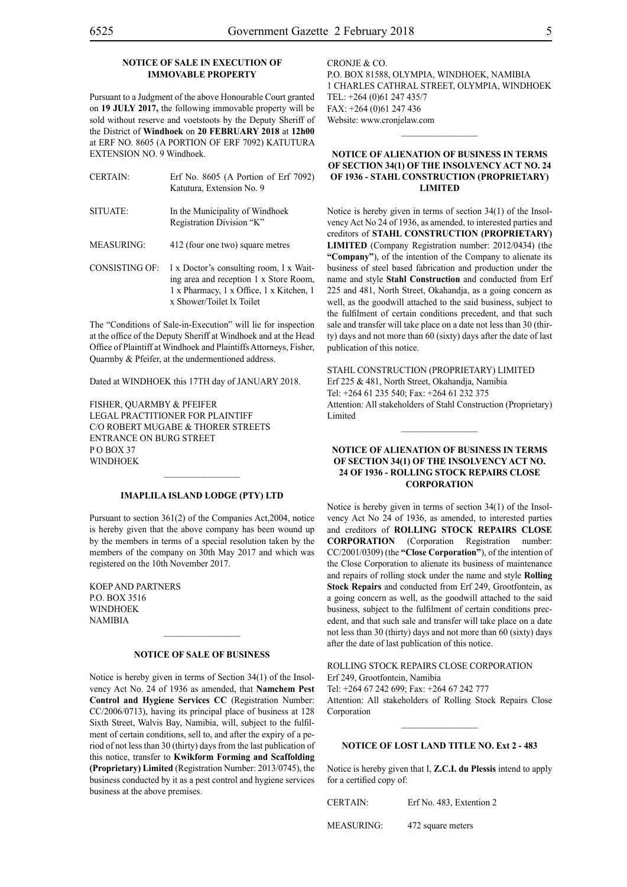**NOTICE OF SALE IN EXECUTION OF IMMOVABLE PROPERTY**

Pursuant to a Judgment of the above Honourable Court granted on **19 JULY 2017,** the following immovable property will be sold without reserve and voetstoots by the Deputy Sheriff of the District of **Windhoek** on **20 FEBRUARY 2018** at **12h00** at ERF NO. 8605 (A PORTION OF ERF 7092) KATUTURA EXTENSION NO. 9 Windhoek.

| | |
|---|---|
| CERTAIN: | Erf No. 8605 (A Portion of Erf 7092) Katutura, Extension No. 9 |
| SITUATE: | In the Municipality of Windhoek Registration Division "K" |
| MEASURING: | 412 (four one two) square metres |
| CONSISTING OF: | l x Doctor's consulting room, l x Waiting area and reception 1 x Store Room, 1 x Pharmacy, 1 x Office, 1 x Kitchen, 1 x Shower/Toilet lx Toilet |

The "Conditions of Sale-in-Execution" will lie for inspection at the office of the Deputy Sheriff at Windhoek and at the Head Office of Plaintiff at Windhoek and Plaintiffs Attorneys, Fisher, Quarmby & Pfeifer, at the undermentioned address.

Dated at WINDHOEK this 17TH day of JANUARY 2018.

FISHER, QUARMBY & PFEIFER
LEGAL PRACTITIONER FOR PLAINTIFF
C/O ROBERT MUGABE & THORER STREETS
ENTRANCE ON BURG STREET
P O BOX 37
WINDHOEK

---

**IMAPLILA ISLAND LODGE (PTY) LTD**

Pursuant to section 361(2) of the Companies Act,2004, notice is hereby given that the above company has been wound up by the members in terms of a special resolution taken by the members of the company on 30th May 2017 and which was registered on the 10th November 2017.

KOEP AND PARTNERS
P.O. BOX 3516
WINDHOEK
NAMIBIA

---

**NOTICE OF SALE OF BUSINESS**

Notice is hereby given in terms of Section 34(1) of the Insolvency Act No. 24 of 1936 as amended, that **Namchem Pest Control and Hygiene Services CC** (Registration Number: CC/2006/0713), having its principal place of business at 128 Sixth Street, Walvis Bay, Namibia, will, subject to the fulfilment of certain conditions, sell to, and after the expiry of a period of not less than 30 (thirty) days from the last publication of this notice, transfer to **Kwikform Forming and Scaffolding (Proprietary) Limited** (Registration Number: 2013/0745), the business conducted by it as a pest control and hygiene services business at the above premises.

CRONJE & CO.
P.O. BOX 81588, OLYMPIA, WINDHOEK, NAMIBIA
1 CHARLES CATHRAL STREET, OLYMPIA, WINDHOEK
TEL: +264 (0)61 247 435/7
FAX: +264 (0)61 247 436
Website: www.cronjelaw.com

---

**NOTICE OF ALIENATION OF BUSINESS IN TERMS OF SECTION 34(1) OF THE INSOLVENCY ACT NO. 24 OF 1936 - STAHL CONSTRUCTION (PROPRIETARY) LIMITED**

Notice is hereby given in terms of section 34(1) of the Insolvency Act No 24 of 1936, as amended, to interested parties and creditors of **STAHL CONSTRUCTION (PROPRIETARY) LIMITED** (Company Registration number: 2012/0434) (the **"Company"**), of the intention of the Company to alienate its business of steel based fabrication and production under the name and style **Stahl Construction** and conducted from Erf 225 and 481, North Street, Okahandja, as a going concern as well, as the goodwill attached to the said business, subject to the fulfilment of certain conditions precedent, and that such sale and transfer will take place on a date not less than 30 (thirty) days and not more than 60 (sixty) days after the date of last publication of this notice.

STAHL CONSTRUCTION (PROPRIETARY) LIMITED
Erf 225 & 481, North Street, Okahandja, Namibia
Tel: +264 61 235 540; Fax: +264 61 232 375
Attention: All stakeholders of Stahl Construction (Proprietary) Limited

---

**NOTICE OF ALIENATION OF BUSINESS IN TERMS OF SECTION 34(1) OF THE INSOLVENCY ACT NO. 24 OF 1936 - ROLLING STOCK REPAIRS CLOSE CORPORATION**

Notice is hereby given in terms of section 34(1) of the Insolvency Act No 24 of 1936, as amended, to interested parties and creditors of **ROLLING STOCK REPAIRS CLOSE CORPORATION** (Corporation Registration number: CC/2001/0309) (the **"Close Corporation"**), of the intention of the Close Corporation to alienate its business of maintenance and repairs of rolling stock under the name and style **Rolling Stock Repairs** and conducted from Erf 249, Grootfontein, as a going concern as well, as the goodwill attached to the said business, subject to the fulfilment of certain conditions precedent, and that such sale and transfer will take place on a date not less than 30 (thirty) days and not more than 60 (sixty) days after the date of last publication of this notice.

ROLLING STOCK REPAIRS CLOSE CORPORATION
Erf 249, Grootfontein, Namibia
Tel: +264 67 242 699; Fax: +264 67 242 777
Attention: All stakeholders of Rolling Stock Repairs Close Corporation

---

**NOTICE OF LOST LAND TITLE NO. Ext 2 - 483**

Notice is hereby given that I, **Z.C.I. du Plessis** intend to apply for a certified copy of:

| | |
|---|---|
| CERTAIN: | Erf No. 483, Extention 2 |
| MEASURING: | 472 square meters |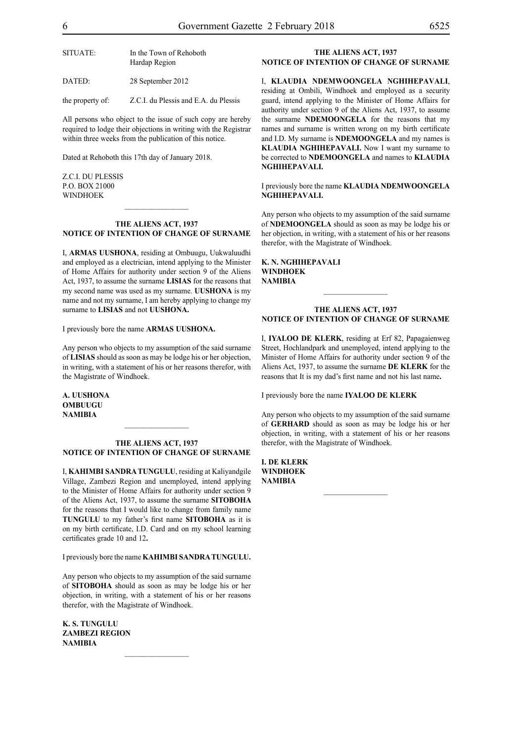| | |
|---|---|
| SITUATE: | In the Town of Rehoboth Hardap Region |
| DATED: | 28 September 2012 |
| the property of: | Z.C.I. du Plessis and E.A. du Plessis |

All persons who object to the issue of such copy are hereby required to lodge their objections in writing with the Registrar within three weeks from the publication of this notice.

Dated at Rehoboth this 17th day of January 2018.

Z.C.I. DU PLESSIS
P.O. BOX 21000
WINDHOEK

---

**THE ALIENS ACT, 1937**
**NOTICE OF INTENTION OF CHANGE OF SURNAME**

I, **ARMAS UUSHONA**, residing at Ombuugu, Uukwaluudhi and employed as a electrician, intend applying to the Minister of Home Affairs for authority under section 9 of the Aliens Act, 1937, to assume the surname **LISIAS** for the reasons that my second name was used as my surname. **UUSHONA** is my name and not my surname, I am hereby applying to change my surname to **LISIAS** and not **UUSHONA.**

I previously bore the name **ARMAS UUSHONA.**

Any person who objects to my assumption of the said surname of **LISIAS** should as soon as may be lodge his or her objection, in writing, with a statement of his or her reasons therefor, with the Magistrate of Windhoek.

**A. UUSHONA**
**OMBUUGU**
**NAMIBIA**

---

**THE ALIENS ACT, 1937**
**NOTICE OF INTENTION OF CHANGE OF SURNAME**

I, **KAHIMBI SANDRA TUNGULU**, residing at Kaliyandgile Village, Zambezi Region and unemployed, intend applying to the Minister of Home Affairs for authority under section 9 of the Aliens Act, 1937, to assume the surname **SITOBOHA** for the reasons that I would like to change from family name **TUNGULU** to my father's first name **SITOBOHA** as it is on my birth certificate, I.D. Card and on my school learning certificates grade 10 and 12**.**

I previously bore the name **KAHIMBI SANDRA TUNGULU.**

Any person who objects to my assumption of the said surname of **SITOBOHA** should as soon as may be lodge his or her objection, in writing, with a statement of his or her reasons therefor, with the Magistrate of Windhoek.

**K. S. TUNGULU**
**ZAMBEZI REGION**
**NAMIBIA**

---

**THE ALIENS ACT, 1937**
**NOTICE OF INTENTION OF CHANGE OF SURNAME**

I, **KLAUDIA NDEMWOONGELA NGHIHEPAVALI**, residing at Ombili, Windhoek and employed as a security guard, intend applying to the Minister of Home Affairs for authority under section 9 of the Aliens Act, 1937, to assume the surname **NDEMOONGELA** for the reasons that my names and surname is written wrong on my birth certificate and I.D. My surname is **NDEMOONGELA** and my names is **KLAUDIA NGHIHEPAVALI.** Now I want my surname to be corrected to **NDEMOONGELA** and names to **KLAUDIA NGHIHEPAVALI.**

I previously bore the name **KLAUDIA NDEMWOONGELA NGHIHEPAVALI.**

Any person who objects to my assumption of the said surname of **NDEMOONGELA** should as soon as may be lodge his or her objection, in writing, with a statement of his or her reasons therefor, with the Magistrate of Windhoek.

**K. N. NGHIHEPAVALI**
**WINDHOEK**
**NAMIBIA**

---

**THE ALIENS ACT, 1937**
**NOTICE OF INTENTION OF CHANGE OF SURNAME**

I, **IYALOO DE KLERK**, residing at Erf 82, Papagaienweg Street, Hochlandpark and unemployed, intend applying to the Minister of Home Affairs for authority under section 9 of the Aliens Act, 1937, to assume the surname **DE KLERK** for the reasons that It is my dad's first name and not his last name**.**

I previously bore the name **IYALOO DE KLERK**

Any person who objects to my assumption of the said surname of **GERHARD** should as soon as may be lodge his or her objection, in writing, with a statement of his or her reasons therefor, with the Magistrate of Windhoek.

**I. DE KLERK**
**WINDHOEK**
**NAMIBIA**

---